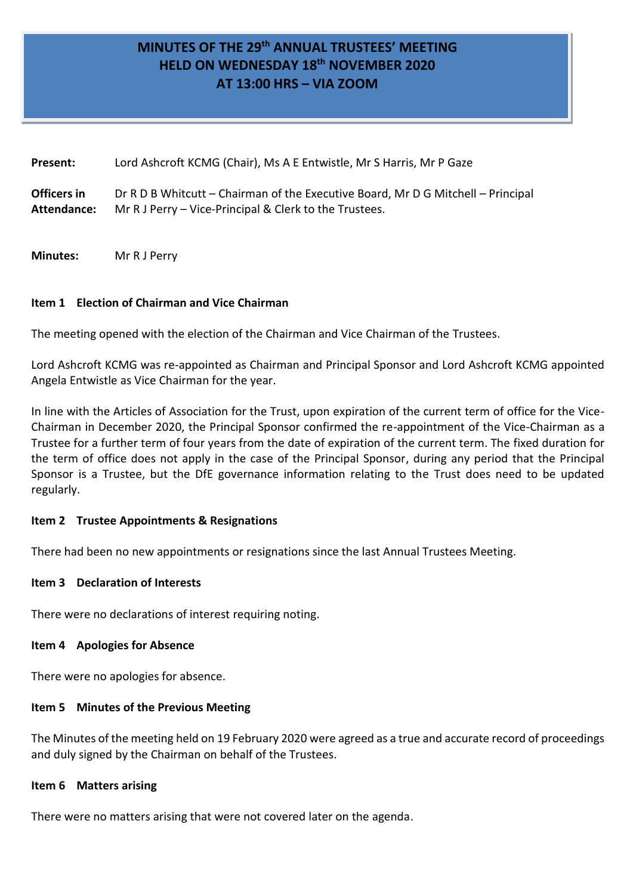# MINUTES OF THE 29th ANNUAL TRUSTEES' MEETING HELD ON WEDNESDAY 18th NOVEMBER 2020 AT 13:00 HRS – VIA ZOOM

**Present:** Lord Ashcroft KCMG (Chair), Ms A E Entwistle, Mr S Harris, Mr P Gaze

**Officers in Attendance:** Dr R D B Whitcutt – Chairman of the Executive Board, Mr D G Mitchell – Principal, Mr R J Perry – Vice-Principal & Clerk to the Trustees.

**Minutes:** Mr R J Perry

**Item 1 Election of Chairman and Vice Chairman**

The meeting opened with the election of the Chairman and Vice Chairman of the Trustees.

Lord Ashcroft KCMG was re-appointed as Chairman and Principal Sponsor and Lord Ashcroft KCMG appointed Angela Entwistle as Vice Chairman for the year.

In line with the Articles of Association for the Trust, upon expiration of the current term of office for the Vice-Chairman in December 2020, the Principal Sponsor confirmed the re-appointment of the Vice-Chairman as a Trustee for a further term of four years from the date of expiration of the current term. The fixed duration for the term of office does not apply in the case of the Principal Sponsor, during any period that the Principal Sponsor is a Trustee, but the DfE governance information relating to the Trust does need to be updated regularly.

**Item 2 Trustee Appointments & Resignations**

There had been no new appointments or resignations since the last Annual Trustees Meeting.

**Item 3 Declaration of Interests**

There were no declarations of interest requiring noting.

**Item 4 Apologies for Absence**

There were no apologies for absence.

**Item 5 Minutes of the Previous Meeting**

The Minutes of the meeting held on 19 February 2020 were agreed as a true and accurate record of proceedings and duly signed by the Chairman on behalf of the Trustees.

**Item 6 Matters arising**

There were no matters arising that were not covered later on the agenda.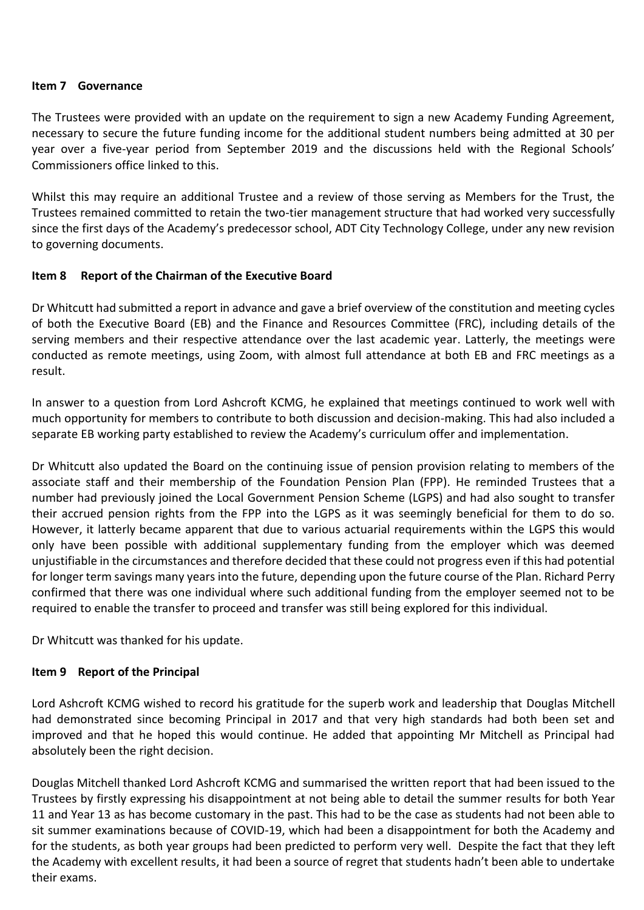**Item 7 Governance**

The Trustees were provided with an update on the requirement to sign a new Academy Funding Agreement, necessary to secure the future funding income for the additional student numbers being admitted at 30 per year over a five-year period from September 2019 and the discussions held with the Regional Schools' Commissioners office linked to this.

Whilst this may require an additional Trustee and a review of those serving as Members for the Trust, the Trustees remained committed to retain the two-tier management structure that had worked very successfully since the first days of the Academy's predecessor school, ADT City Technology College, under any new revision to governing documents.

**Item 8 Report of the Chairman of the Executive Board**

Dr Whitcutt had submitted a report in advance and gave a brief overview of the constitution and meeting cycles of both the Executive Board (EB) and the Finance and Resources Committee (FRC), including details of the serving members and their respective attendance over the last academic year. Latterly, the meetings were conducted as remote meetings, using Zoom, with almost full attendance at both EB and FRC meetings as a result.

In answer to a question from Lord Ashcroft KCMG, he explained that meetings continued to work well with much opportunity for members to contribute to both discussion and decision-making. This had also included a separate EB working party established to review the Academy's curriculum offer and implementation.

Dr Whitcutt also updated the Board on the continuing issue of pension provision relating to members of the associate staff and their membership of the Foundation Pension Plan (FPP). He reminded Trustees that a number had previously joined the Local Government Pension Scheme (LGPS) and had also sought to transfer their accrued pension rights from the FPP into the LGPS as it was seemingly beneficial for them to do so. However, it latterly became apparent that due to various actuarial requirements within the LGPS this would only have been possible with additional supplementary funding from the employer which was deemed unjustifiable in the circumstances and therefore decided that these could not progress even if this had potential for longer term savings many years into the future, depending upon the future course of the Plan. Richard Perry confirmed that there was one individual where such additional funding from the employer seemed not to be required to enable the transfer to proceed and transfer was still being explored for this individual.

Dr Whitcutt was thanked for his update.

**Item 9 Report of the Principal**

Lord Ashcroft KCMG wished to record his gratitude for the superb work and leadership that Douglas Mitchell had demonstrated since becoming Principal in 2017 and that very high standards had both been set and improved and that he hoped this would continue. He added that appointing Mr Mitchell as Principal had absolutely been the right decision.

Douglas Mitchell thanked Lord Ashcroft KCMG and summarised the written report that had been issued to the Trustees by firstly expressing his disappointment at not being able to detail the summer results for both Year 11 and Year 13 as has become customary in the past. This had to be the case as students had not been able to sit summer examinations because of COVID-19, which had been a disappointment for both the Academy and for the students, as both year groups had been predicted to perform very well. Despite the fact that they left the Academy with excellent results, it had been a source of regret that students hadn't been able to undertake their exams.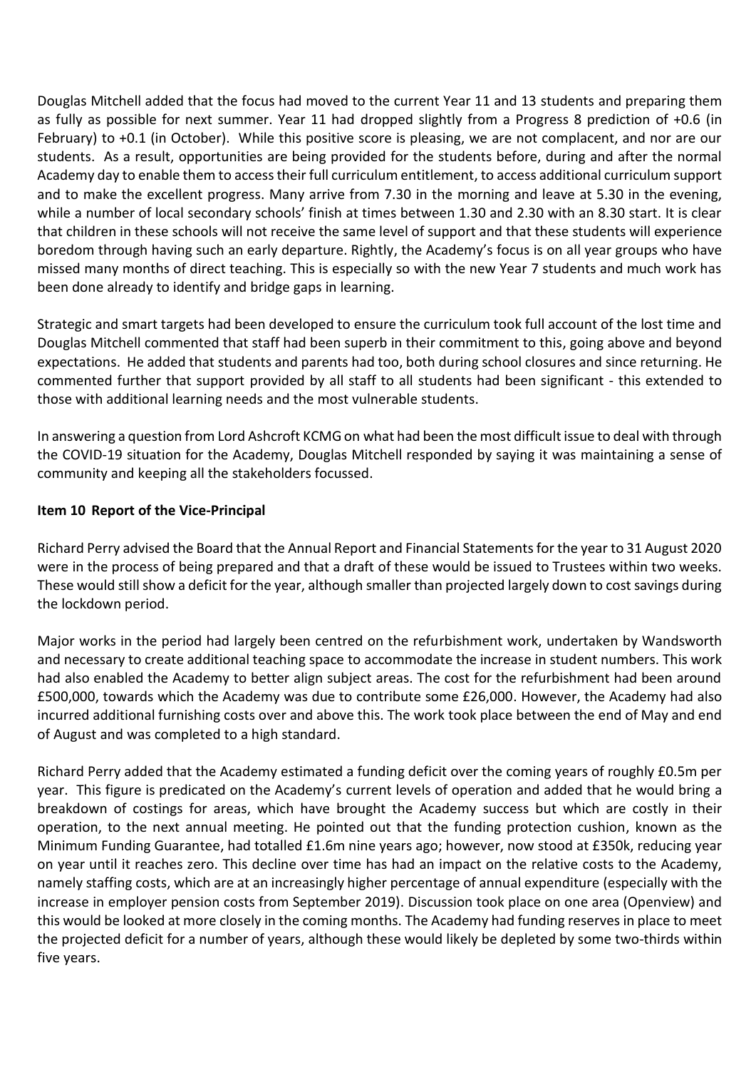Douglas Mitchell added that the focus had moved to the current Year 11 and 13 students and preparing them as fully as possible for next summer. Year 11 had dropped slightly from a Progress 8 prediction of +0.6 (in February) to +0.1 (in October). While this positive score is pleasing, we are not complacent, and nor are our students. As a result, opportunities are being provided for the students before, during and after the normal Academy day to enable them to access their full curriculum entitlement, to access additional curriculum support and to make the excellent progress. Many arrive from 7.30 in the morning and leave at 5.30 in the evening, while a number of local secondary schools' finish at times between 1.30 and 2.30 with an 8.30 start. It is clear that children in these schools will not receive the same level of support and that these students will experience boredom through having such an early departure. Rightly, the Academy's focus is on all year groups who have missed many months of direct teaching. This is especially so with the new Year 7 students and much work has been done already to identify and bridge gaps in learning.

Strategic and smart targets had been developed to ensure the curriculum took full account of the lost time and Douglas Mitchell commented that staff had been superb in their commitment to this, going above and beyond expectations. He added that students and parents had too, both during school closures and since returning. He commented further that support provided by all staff to all students had been significant - this extended to those with additional learning needs and the most vulnerable students.

In answering a question from Lord Ashcroft KCMG on what had been the most difficult issue to deal with through the COVID-19 situation for the Academy, Douglas Mitchell responded by saying it was maintaining a sense of community and keeping all the stakeholders focussed.

**Item 10 Report of the Vice-Principal**

Richard Perry advised the Board that the Annual Report and Financial Statements for the year to 31 August 2020 were in the process of being prepared and that a draft of these would be issued to Trustees within two weeks. These would still show a deficit for the year, although smaller than projected largely down to cost savings during the lockdown period.

Major works in the period had largely been centred on the refurbishment work, undertaken by Wandsworth and necessary to create additional teaching space to accommodate the increase in student numbers. This work had also enabled the Academy to better align subject areas. The cost for the refurbishment had been around £500,000, towards which the Academy was due to contribute some £26,000. However, the Academy had also incurred additional furnishing costs over and above this. The work took place between the end of May and end of August and was completed to a high standard.

Richard Perry added that the Academy estimated a funding deficit over the coming years of roughly £0.5m per year. This figure is predicated on the Academy's current levels of operation and added that he would bring a breakdown of costings for areas, which have brought the Academy success but which are costly in their operation, to the next annual meeting. He pointed out that the funding protection cushion, known as the Minimum Funding Guarantee, had totalled £1.6m nine years ago; however, now stood at £350k, reducing year on year until it reaches zero. This decline over time has had an impact on the relative costs to the Academy, namely staffing costs, which are at an increasingly higher percentage of annual expenditure (especially with the increase in employer pension costs from September 2019). Discussion took place on one area (Openview) and this would be looked at more closely in the coming months. The Academy had funding reserves in place to meet the projected deficit for a number of years, although these would likely be depleted by some two-thirds within five years.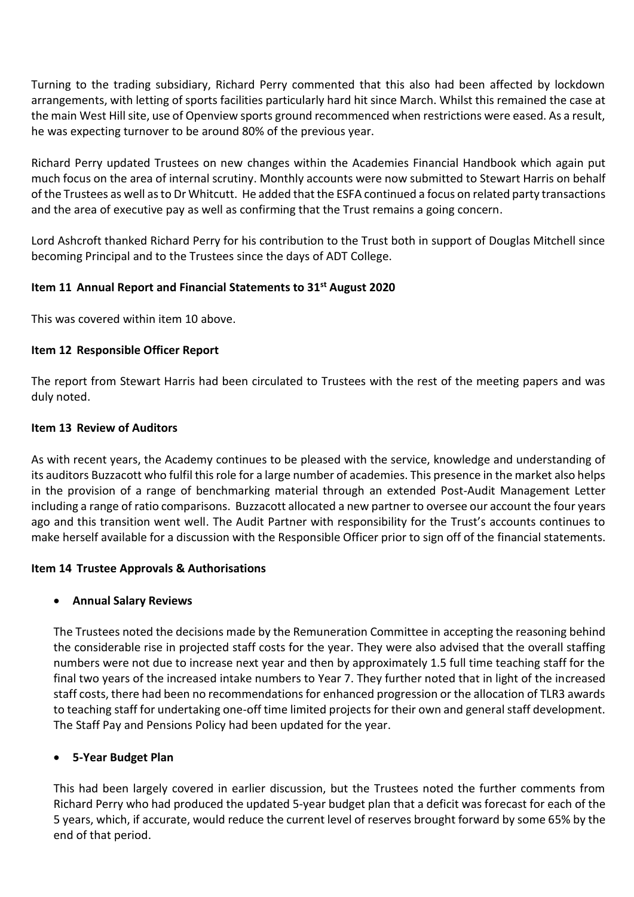Turning to the trading subsidiary, Richard Perry commented that this also had been affected by lockdown arrangements, with letting of sports facilities particularly hard hit since March. Whilst this remained the case at the main West Hill site, use of Openview sports ground recommenced when restrictions were eased. As a result, he was expecting turnover to be around 80% of the previous year.

Richard Perry updated Trustees on new changes within the Academies Financial Handbook which again put much focus on the area of internal scrutiny. Monthly accounts were now submitted to Stewart Harris on behalf of the Trustees as well as to Dr Whitcutt. He added that the ESFA continued a focus on related party transactions and the area of executive pay as well as confirming that the Trust remains a going concern.

Lord Ashcroft thanked Richard Perry for his contribution to the Trust both in support of Douglas Mitchell since becoming Principal and to the Trustees since the days of ADT College.

**Item 11 Annual Report and Financial Statements to 31st August 2020**

This was covered within item 10 above.

**Item 12 Responsible Officer Report**

The report from Stewart Harris had been circulated to Trustees with the rest of the meeting papers and was duly noted.

**Item 13 Review of Auditors**

As with recent years, the Academy continues to be pleased with the service, knowledge and understanding of its auditors Buzzacott who fulfil this role for a large number of academies. This presence in the market also helps in the provision of a range of benchmarking material through an extended Post-Audit Management Letter including a range of ratio comparisons. Buzzacott allocated a new partner to oversee our account the four years ago and this transition went well. The Audit Partner with responsibility for the Trust's accounts continues to make herself available for a discussion with the Responsible Officer prior to sign off of the financial statements.

**Item 14 Trustee Approvals & Authorisations**

- **Annual Salary Reviews**

  The Trustees noted the decisions made by the Remuneration Committee in accepting the reasoning behind the considerable rise in projected staff costs for the year. They were also advised that the overall staffing numbers were not due to increase next year and then by approximately 1.5 full time teaching staff for the final two years of the increased intake numbers to Year 7. They further noted that in light of the increased staff costs, there had been no recommendations for enhanced progression or the allocation of TLR3 awards to teaching staff for undertaking one-off time limited projects for their own and general staff development. The Staff Pay and Pensions Policy had been updated for the year.

- **5-Year Budget Plan**

  This had been largely covered in earlier discussion, but the Trustees noted the further comments from Richard Perry who had produced the updated 5-year budget plan that a deficit was forecast for each of the 5 years, which, if accurate, would reduce the current level of reserves brought forward by some 65% by the end of that period.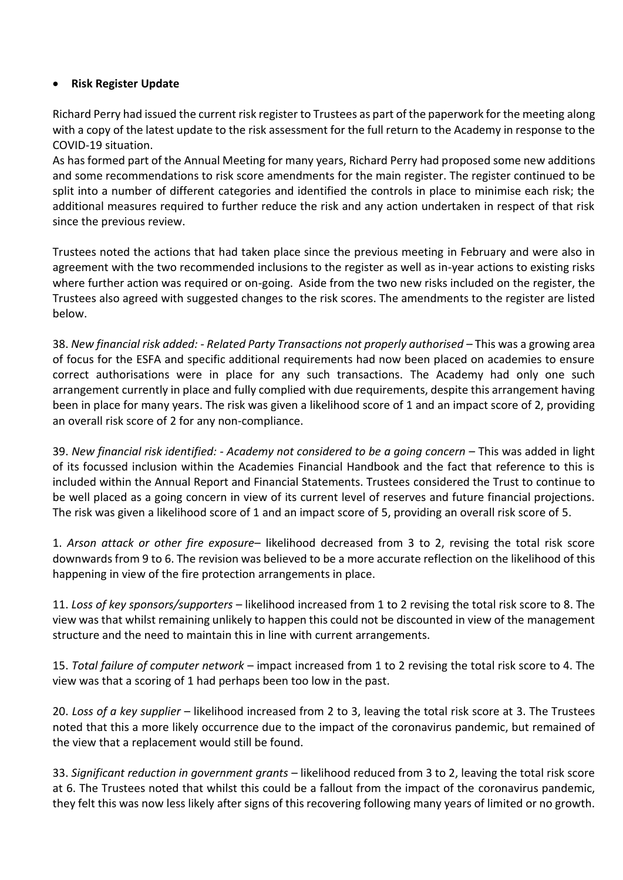- **Risk Register Update**

Richard Perry had issued the current risk register to Trustees as part of the paperwork for the meeting along with a copy of the latest update to the risk assessment for the full return to the Academy in response to the COVID-19 situation.
As has formed part of the Annual Meeting for many years, Richard Perry had proposed some new additions and some recommendations to risk score amendments for the main register. The register continued to be split into a number of different categories and identified the controls in place to minimise each risk; the additional measures required to further reduce the risk and any action undertaken in respect of that risk since the previous review.

Trustees noted the actions that had taken place since the previous meeting in February and were also in agreement with the two recommended inclusions to the register as well as in-year actions to existing risks where further action was required or on-going. Aside from the two new risks included on the register, the Trustees also agreed with suggested changes to the risk scores. The amendments to the register are listed below.

38. *New financial risk added: - Related Party Transactions not properly authorised* – This was a growing area of focus for the ESFA and specific additional requirements had now been placed on academies to ensure correct authorisations were in place for any such transactions. The Academy had only one such arrangement currently in place and fully complied with due requirements, despite this arrangement having been in place for many years. The risk was given a likelihood score of 1 and an impact score of 2, providing an overall risk score of 2 for any non-compliance.

39. *New financial risk identified: - Academy not considered to be a going concern* – This was added in light of its focussed inclusion within the Academies Financial Handbook and the fact that reference to this is included within the Annual Report and Financial Statements. Trustees considered the Trust to continue to be well placed as a going concern in view of its current level of reserves and future financial projections. The risk was given a likelihood score of 1 and an impact score of 5, providing an overall risk score of 5.

1. *Arson attack or other fire exposure*– likelihood decreased from 3 to 2, revising the total risk score downwards from 9 to 6. The revision was believed to be a more accurate reflection on the likelihood of this happening in view of the fire protection arrangements in place.

11. *Loss of key sponsors/supporters* – likelihood increased from 1 to 2 revising the total risk score to 8. The view was that whilst remaining unlikely to happen this could not be discounted in view of the management structure and the need to maintain this in line with current arrangements.

15. *Total failure of computer network* – impact increased from 1 to 2 revising the total risk score to 4. The view was that a scoring of 1 had perhaps been too low in the past.

20. *Loss of a key supplier* – likelihood increased from 2 to 3, leaving the total risk score at 3. The Trustees noted that this a more likely occurrence due to the impact of the coronavirus pandemic, but remained of the view that a replacement would still be found.

33. *Significant reduction in government grants* – likelihood reduced from 3 to 2, leaving the total risk score at 6. The Trustees noted that whilst this could be a fallout from the impact of the coronavirus pandemic, they felt this was now less likely after signs of this recovering following many years of limited or no growth.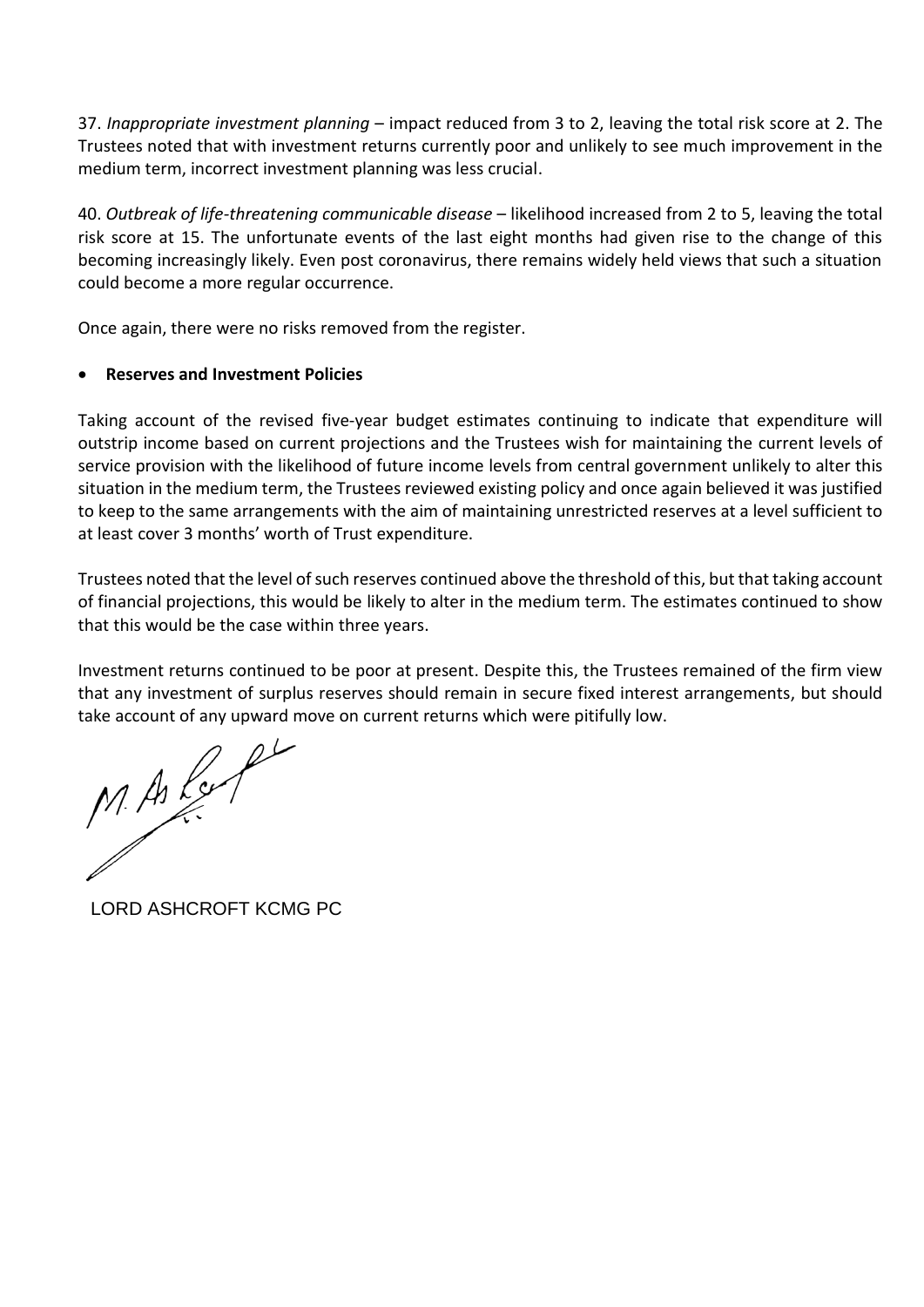37. *Inappropriate investment planning* – impact reduced from 3 to 2, leaving the total risk score at 2. The Trustees noted that with investment returns currently poor and unlikely to see much improvement in the medium term, incorrect investment planning was less crucial.

40. *Outbreak of life-threatening communicable disease* – likelihood increased from 2 to 5, leaving the total risk score at 15. The unfortunate events of the last eight months had given rise to the change of this becoming increasingly likely. Even post coronavirus, there remains widely held views that such a situation could become a more regular occurrence.

Once again, there were no risks removed from the register.

- **Reserves and Investment Policies**

Taking account of the revised five-year budget estimates continuing to indicate that expenditure will outstrip income based on current projections and the Trustees wish for maintaining the current levels of service provision with the likelihood of future income levels from central government unlikely to alter this situation in the medium term, the Trustees reviewed existing policy and once again believed it was justified to keep to the same arrangements with the aim of maintaining unrestricted reserves at a level sufficient to at least cover 3 months' worth of Trust expenditure.

Trustees noted that the level of such reserves continued above the threshold of this, but that taking account of financial projections, this would be likely to alter in the medium term. The estimates continued to show that this would be the case within three years.

Investment returns continued to be poor at present. Despite this, the Trustees remained of the firm view that any investment of surplus reserves should remain in secure fixed interest arrangements, but should take account of any upward move on current returns which were pitifully low.

LORD ASHCROFT KCMG PC